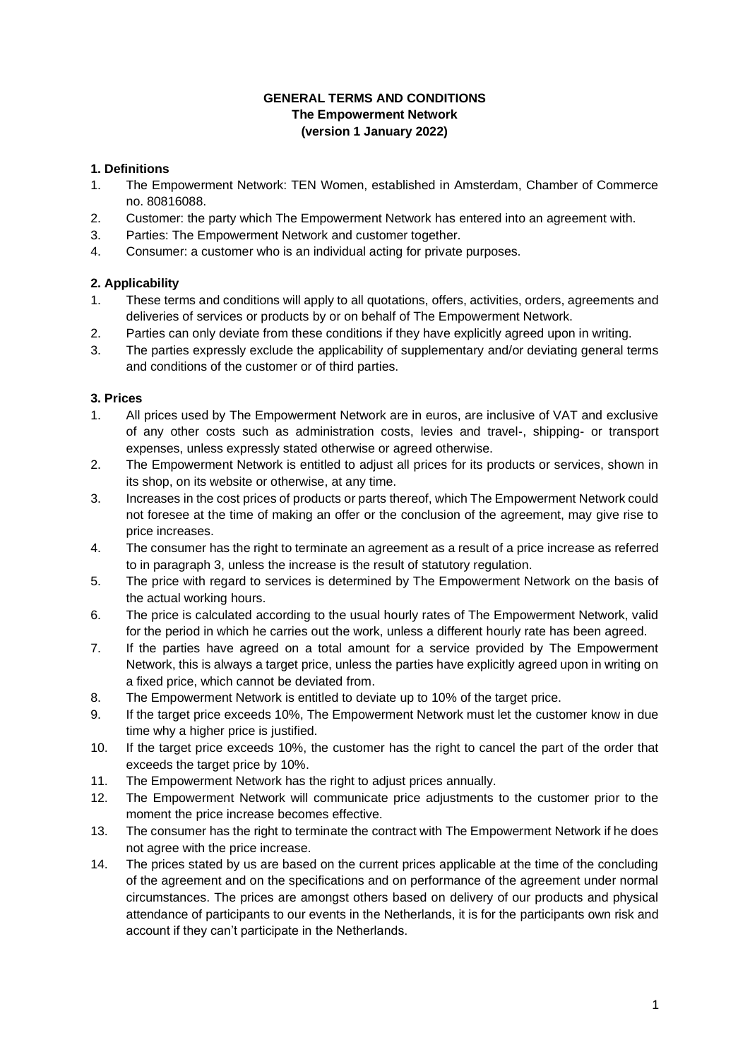**GENERAL TERMS AND CONDITIONS**
**The Empowerment Network**
**(version 1 January 2022)**

**1. Definitions**

1. The Empowerment Network: TEN Women, established in Amsterdam, Chamber of Commerce no. 80816088.
2. Customer: the party which The Empowerment Network has entered into an agreement with.
3. Parties: The Empowerment Network and customer together.
4. Consumer: a customer who is an individual acting for private purposes.

**2. Applicability**

1. These terms and conditions will apply to all quotations, offers, activities, orders, agreements and deliveries of services or products by or on behalf of The Empowerment Network.
2. Parties can only deviate from these conditions if they have explicitly agreed upon in writing.
3. The parties expressly exclude the applicability of supplementary and/or deviating general terms and conditions of the customer or of third parties.

**3. Prices**

1. All prices used by The Empowerment Network are in euros, are inclusive of VAT and exclusive of any other costs such as administration costs, levies and travel-, shipping- or transport expenses, unless expressly stated otherwise or agreed otherwise.
2. The Empowerment Network is entitled to adjust all prices for its products or services, shown in its shop, on its website or otherwise, at any time.
3. Increases in the cost prices of products or parts thereof, which The Empowerment Network could not foresee at the time of making an offer or the conclusion of the agreement, may give rise to price increases.
4. The consumer has the right to terminate an agreement as a result of a price increase as referred to in paragraph 3, unless the increase is the result of statutory regulation.
5. The price with regard to services is determined by The Empowerment Network on the basis of the actual working hours.
6. The price is calculated according to the usual hourly rates of The Empowerment Network, valid for the period in which he carries out the work, unless a different hourly rate has been agreed.
7. If the parties have agreed on a total amount for a service provided by The Empowerment Network, this is always a target price, unless the parties have explicitly agreed upon in writing on a fixed price, which cannot be deviated from.
8. The Empowerment Network is entitled to deviate up to 10% of the target price.
9. If the target price exceeds 10%, The Empowerment Network must let the customer know in due time why a higher price is justified.
10. If the target price exceeds 10%, the customer has the right to cancel the part of the order that exceeds the target price by 10%.
11. The Empowerment Network has the right to adjust prices annually.
12. The Empowerment Network will communicate price adjustments to the customer prior to the moment the price increase becomes effective.
13. The consumer has the right to terminate the contract with The Empowerment Network if he does not agree with the price increase.
14. The prices stated by us are based on the current prices applicable at the time of the concluding of the agreement and on the specifications and on performance of the agreement under normal circumstances. The prices are amongst others based on delivery of our products and physical attendance of participants to our events in the Netherlands, it is for the participants own risk and account if they can't participate in the Netherlands.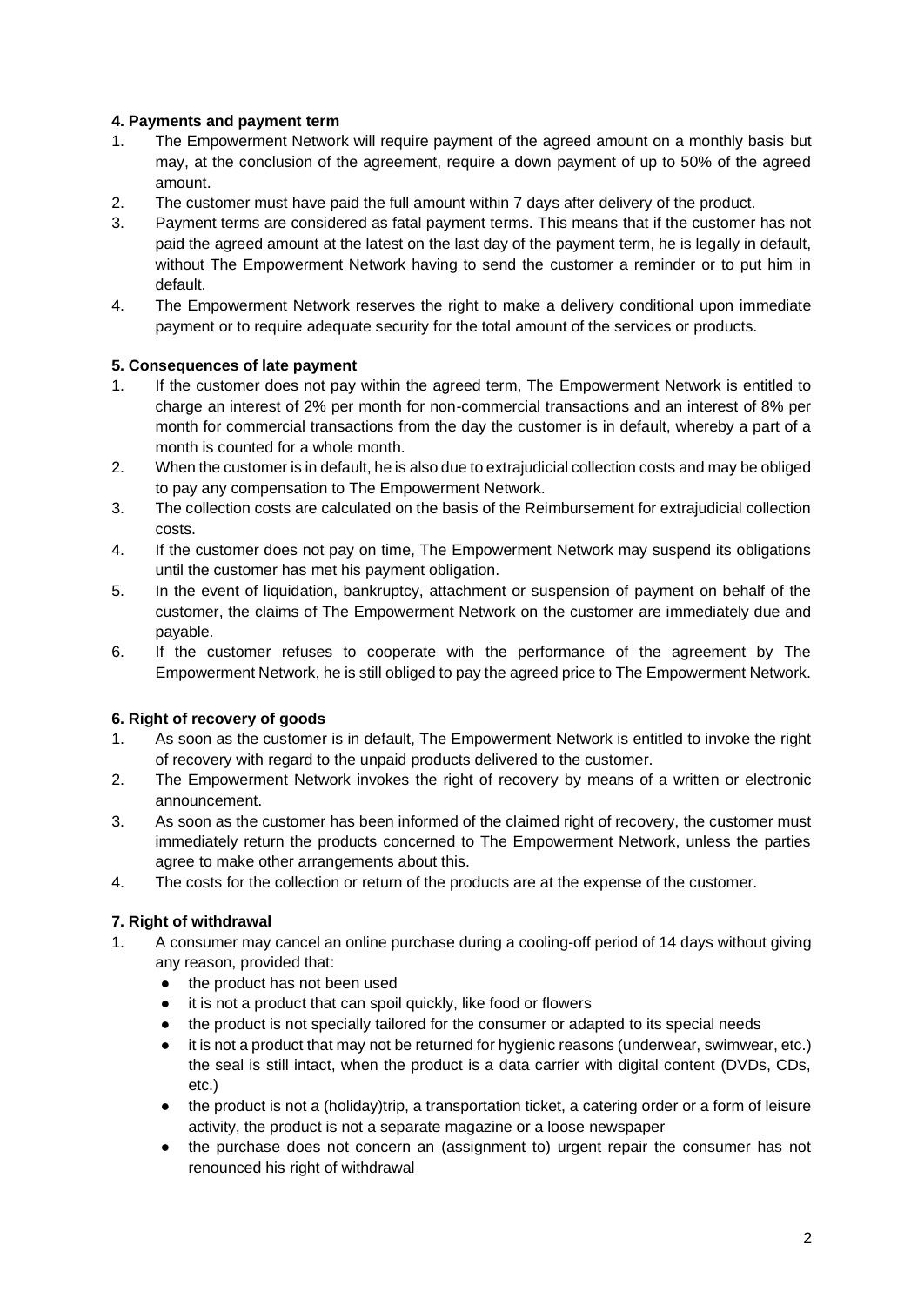#### 4. Payments and payment term

1. The Empowerment Network will require payment of the agreed amount on a monthly basis but may, at the conclusion of the agreement, require a down payment of up to 50% of the agreed amount.
2. The customer must have paid the full amount within 7 days after delivery of the product.
3. Payment terms are considered as fatal payment terms. This means that if the customer has not paid the agreed amount at the latest on the last day of the payment term, he is legally in default, without The Empowerment Network having to send the customer a reminder or to put him in default.
4. The Empowerment Network reserves the right to make a delivery conditional upon immediate payment or to require adequate security for the total amount of the services or products.

#### 5. Consequences of late payment

1. If the customer does not pay within the agreed term, The Empowerment Network is entitled to charge an interest of 2% per month for non-commercial transactions and an interest of 8% per month for commercial transactions from the day the customer is in default, whereby a part of a month is counted for a whole month.
2. When the customer is in default, he is also due to extrajudicial collection costs and may be obliged to pay any compensation to The Empowerment Network.
3. The collection costs are calculated on the basis of the Reimbursement for extrajudicial collection costs.
4. If the customer does not pay on time, The Empowerment Network may suspend its obligations until the customer has met his payment obligation.
5. In the event of liquidation, bankruptcy, attachment or suspension of payment on behalf of the customer, the claims of The Empowerment Network on the customer are immediately due and payable.
6. If the customer refuses to cooperate with the performance of the agreement by The Empowerment Network, he is still obliged to pay the agreed price to The Empowerment Network.

#### 6. Right of recovery of goods

1. As soon as the customer is in default, The Empowerment Network is entitled to invoke the right of recovery with regard to the unpaid products delivered to the customer.
2. The Empowerment Network invokes the right of recovery by means of a written or electronic announcement.
3. As soon as the customer has been informed of the claimed right of recovery, the customer must immediately return the products concerned to The Empowerment Network, unless the parties agree to make other arrangements about this.
4. The costs for the collection or return of the products are at the expense of the customer.

#### 7. Right of withdrawal

1. A consumer may cancel an online purchase during a cooling-off period of 14 days without giving any reason, provided that:
   - the product has not been used
   - it is not a product that can spoil quickly, like food or flowers
   - the product is not specially tailored for the consumer or adapted to its special needs
   - it is not a product that may not be returned for hygienic reasons (underwear, swimwear, etc.) the seal is still intact, when the product is a data carrier with digital content (DVDs, CDs, etc.)
   - the product is not a (holiday)trip, a transportation ticket, a catering order or a form of leisure activity, the product is not a separate magazine or a loose newspaper
   - the purchase does not concern an (assignment to) urgent repair the consumer has not renounced his right of withdrawal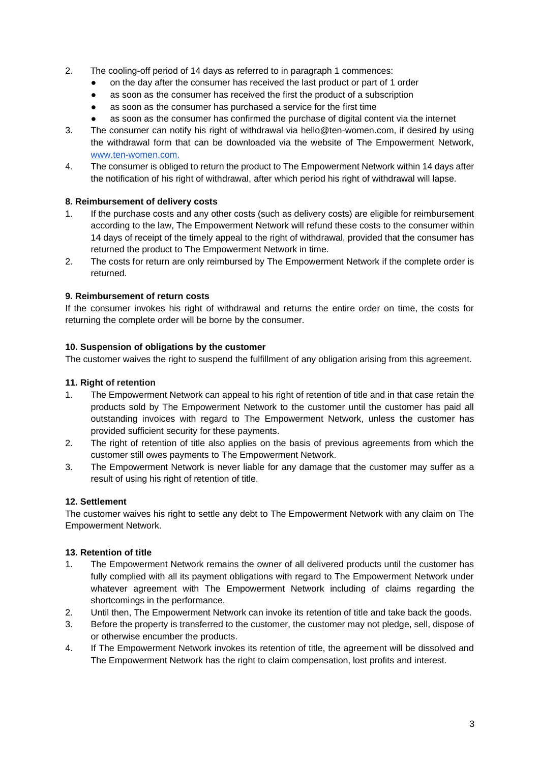2. The cooling-off period of 14 days as referred to in paragraph 1 commences:
   - on the day after the consumer has received the last product or part of 1 order
   - as soon as the consumer has received the first the product of a subscription
   - as soon as the consumer has purchased a service for the first time
   - as soon as the consumer has confirmed the purchase of digital content via the internet
3. The consumer can notify his right of withdrawal via hello@ten-women.com, if desired by using the withdrawal form that can be downloaded via the website of The Empowerment Network, [www.ten-women.com.](www.ten-women.com)
4. The consumer is obliged to return the product to The Empowerment Network within 14 days after the notification of his right of withdrawal, after which period his right of withdrawal will lapse.

**8. Reimbursement of delivery costs**

1. If the purchase costs and any other costs (such as delivery costs) are eligible for reimbursement according to the law, The Empowerment Network will refund these costs to the consumer within 14 days of receipt of the timely appeal to the right of withdrawal, provided that the consumer has returned the product to The Empowerment Network in time.
2. The costs for return are only reimbursed by The Empowerment Network if the complete order is returned.

**9. Reimbursement of return costs**

If the consumer invokes his right of withdrawal and returns the entire order on time, the costs for returning the complete order will be borne by the consumer.

**10. Suspension of obligations by the customer**

The customer waives the right to suspend the fulfillment of any obligation arising from this agreement.

**11. Right of retention**

1. The Empowerment Network can appeal to his right of retention of title and in that case retain the products sold by The Empowerment Network to the customer until the customer has paid all outstanding invoices with regard to The Empowerment Network, unless the customer has provided sufficient security for these payments.
2. The right of retention of title also applies on the basis of previous agreements from which the customer still owes payments to The Empowerment Network.
3. The Empowerment Network is never liable for any damage that the customer may suffer as a result of using his right of retention of title.

**12. Settlement**

The customer waives his right to settle any debt to The Empowerment Network with any claim on The Empowerment Network.

**13. Retention of title**

1. The Empowerment Network remains the owner of all delivered products until the customer has fully complied with all its payment obligations with regard to The Empowerment Network under whatever agreement with The Empowerment Network including of claims regarding the shortcomings in the performance.
2. Until then, The Empowerment Network can invoke its retention of title and take back the goods.
3. Before the property is transferred to the customer, the customer may not pledge, sell, dispose of or otherwise encumber the products.
4. If The Empowerment Network invokes its retention of title, the agreement will be dissolved and The Empowerment Network has the right to claim compensation, lost profits and interest.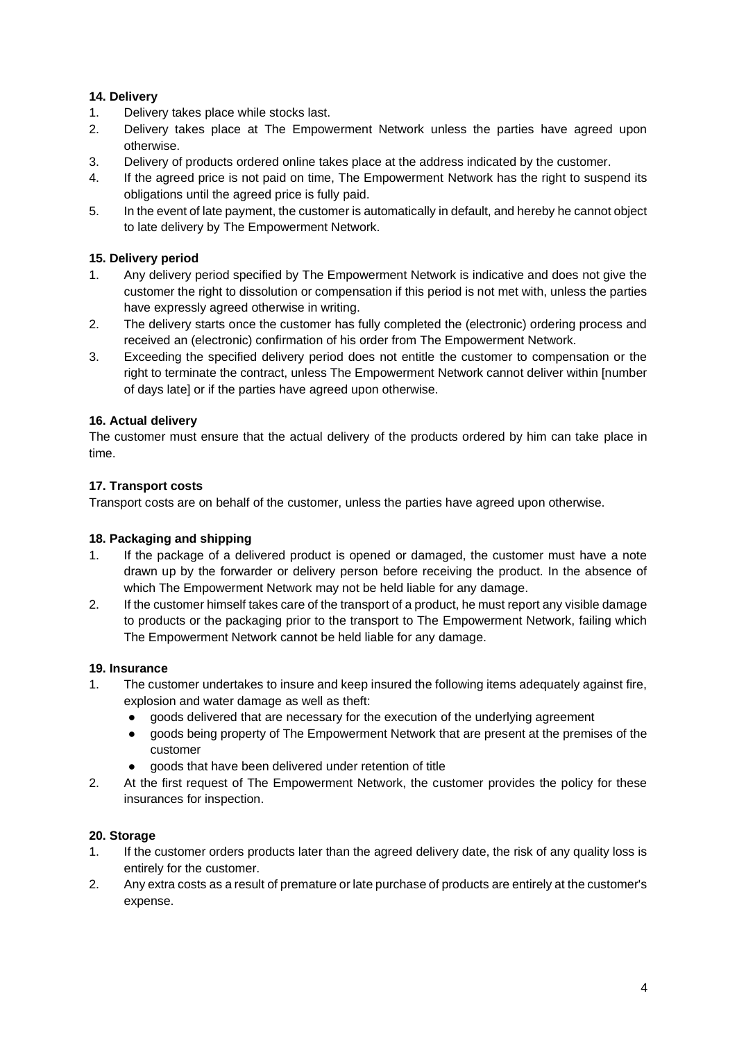**14. Delivery**

1. Delivery takes place while stocks last.
2. Delivery takes place at The Empowerment Network unless the parties have agreed upon otherwise.
3. Delivery of products ordered online takes place at the address indicated by the customer.
4. If the agreed price is not paid on time, The Empowerment Network has the right to suspend its obligations until the agreed price is fully paid.
5. In the event of late payment, the customer is automatically in default, and hereby he cannot object to late delivery by The Empowerment Network.

**15. Delivery period**

1. Any delivery period specified by The Empowerment Network is indicative and does not give the customer the right to dissolution or compensation if this period is not met with, unless the parties have expressly agreed otherwise in writing.
2. The delivery starts once the customer has fully completed the (electronic) ordering process and received an (electronic) confirmation of his order from The Empowerment Network.
3. Exceeding the specified delivery period does not entitle the customer to compensation or the right to terminate the contract, unless The Empowerment Network cannot deliver within [number of days late] or if the parties have agreed upon otherwise.

**16. Actual delivery**

The customer must ensure that the actual delivery of the products ordered by him can take place in time.

**17. Transport costs**

Transport costs are on behalf of the customer, unless the parties have agreed upon otherwise.

**18. Packaging and shipping**

1. If the package of a delivered product is opened or damaged, the customer must have a note drawn up by the forwarder or delivery person before receiving the product. In the absence of which The Empowerment Network may not be held liable for any damage.
2. If the customer himself takes care of the transport of a product, he must report any visible damage to products or the packaging prior to the transport to The Empowerment Network, failing which The Empowerment Network cannot be held liable for any damage.

**19. Insurance**

1. The customer undertakes to insure and keep insured the following items adequately against fire, explosion and water damage as well as theft:
   - goods delivered that are necessary for the execution of the underlying agreement
   - goods being property of The Empowerment Network that are present at the premises of the customer
   - goods that have been delivered under retention of title
2. At the first request of The Empowerment Network, the customer provides the policy for these insurances for inspection.

**20. Storage**

1. If the customer orders products later than the agreed delivery date, the risk of any quality loss is entirely for the customer.
2. Any extra costs as a result of premature or late purchase of products are entirely at the customer's expense.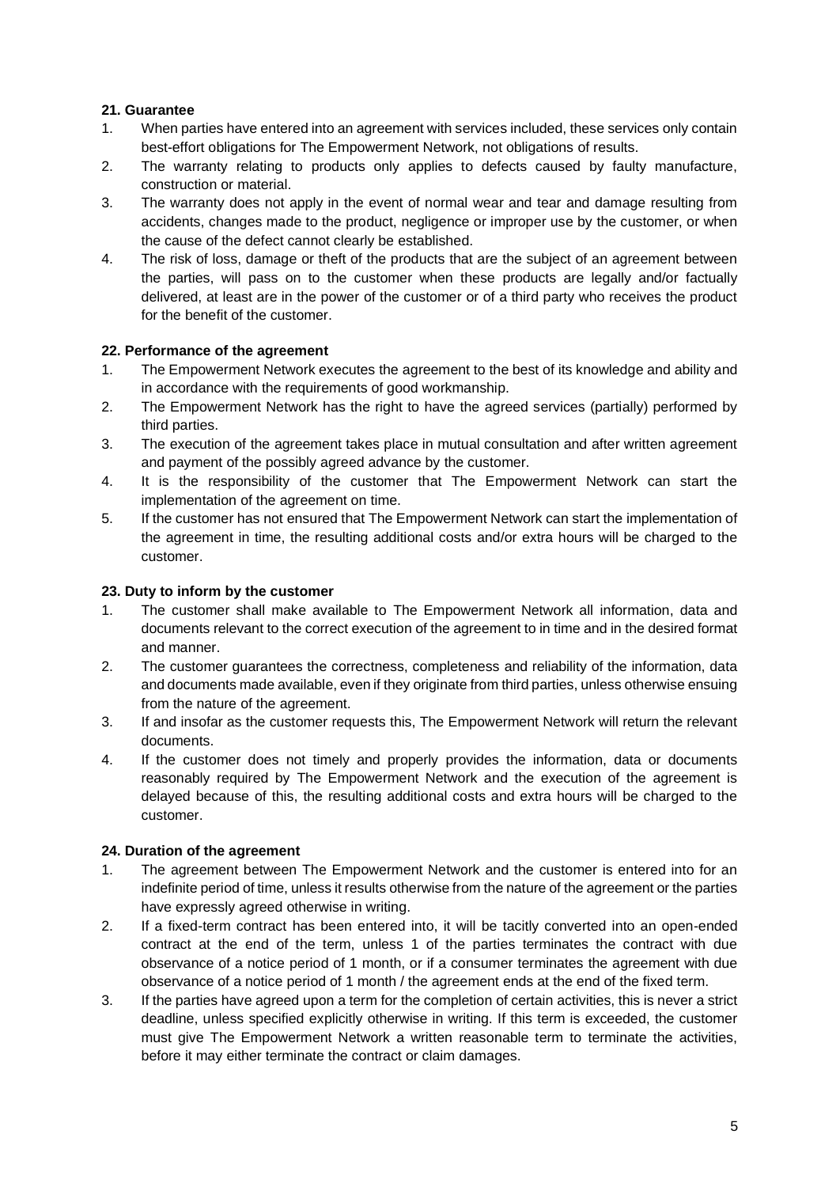**21. Guarantee**

1. When parties have entered into an agreement with services included, these services only contain best-effort obligations for The Empowerment Network, not obligations of results.
2. The warranty relating to products only applies to defects caused by faulty manufacture, construction or material.
3. The warranty does not apply in the event of normal wear and tear and damage resulting from accidents, changes made to the product, negligence or improper use by the customer, or when the cause of the defect cannot clearly be established.
4. The risk of loss, damage or theft of the products that are the subject of an agreement between the parties, will pass on to the customer when these products are legally and/or factually delivered, at least are in the power of the customer or of a third party who receives the product for the benefit of the customer.

**22. Performance of the agreement**

1. The Empowerment Network executes the agreement to the best of its knowledge and ability and in accordance with the requirements of good workmanship.
2. The Empowerment Network has the right to have the agreed services (partially) performed by third parties.
3. The execution of the agreement takes place in mutual consultation and after written agreement and payment of the possibly agreed advance by the customer.
4. It is the responsibility of the customer that The Empowerment Network can start the implementation of the agreement on time.
5. If the customer has not ensured that The Empowerment Network can start the implementation of the agreement in time, the resulting additional costs and/or extra hours will be charged to the customer.

**23. Duty to inform by the customer**

1. The customer shall make available to The Empowerment Network all information, data and documents relevant to the correct execution of the agreement to in time and in the desired format and manner.
2. The customer guarantees the correctness, completeness and reliability of the information, data and documents made available, even if they originate from third parties, unless otherwise ensuing from the nature of the agreement.
3. If and insofar as the customer requests this, The Empowerment Network will return the relevant documents.
4. If the customer does not timely and properly provides the information, data or documents reasonably required by The Empowerment Network and the execution of the agreement is delayed because of this, the resulting additional costs and extra hours will be charged to the customer.

**24. Duration of the agreement**

1. The agreement between The Empowerment Network and the customer is entered into for an indefinite period of time, unless it results otherwise from the nature of the agreement or the parties have expressly agreed otherwise in writing.
2. If a fixed-term contract has been entered into, it will be tacitly converted into an open-ended contract at the end of the term, unless 1 of the parties terminates the contract with due observance of a notice period of 1 month, or if a consumer terminates the agreement with due observance of a notice period of 1 month / the agreement ends at the end of the fixed term.
3. If the parties have agreed upon a term for the completion of certain activities, this is never a strict deadline, unless specified explicitly otherwise in writing. If this term is exceeded, the customer must give The Empowerment Network a written reasonable term to terminate the activities, before it may either terminate the contract or claim damages.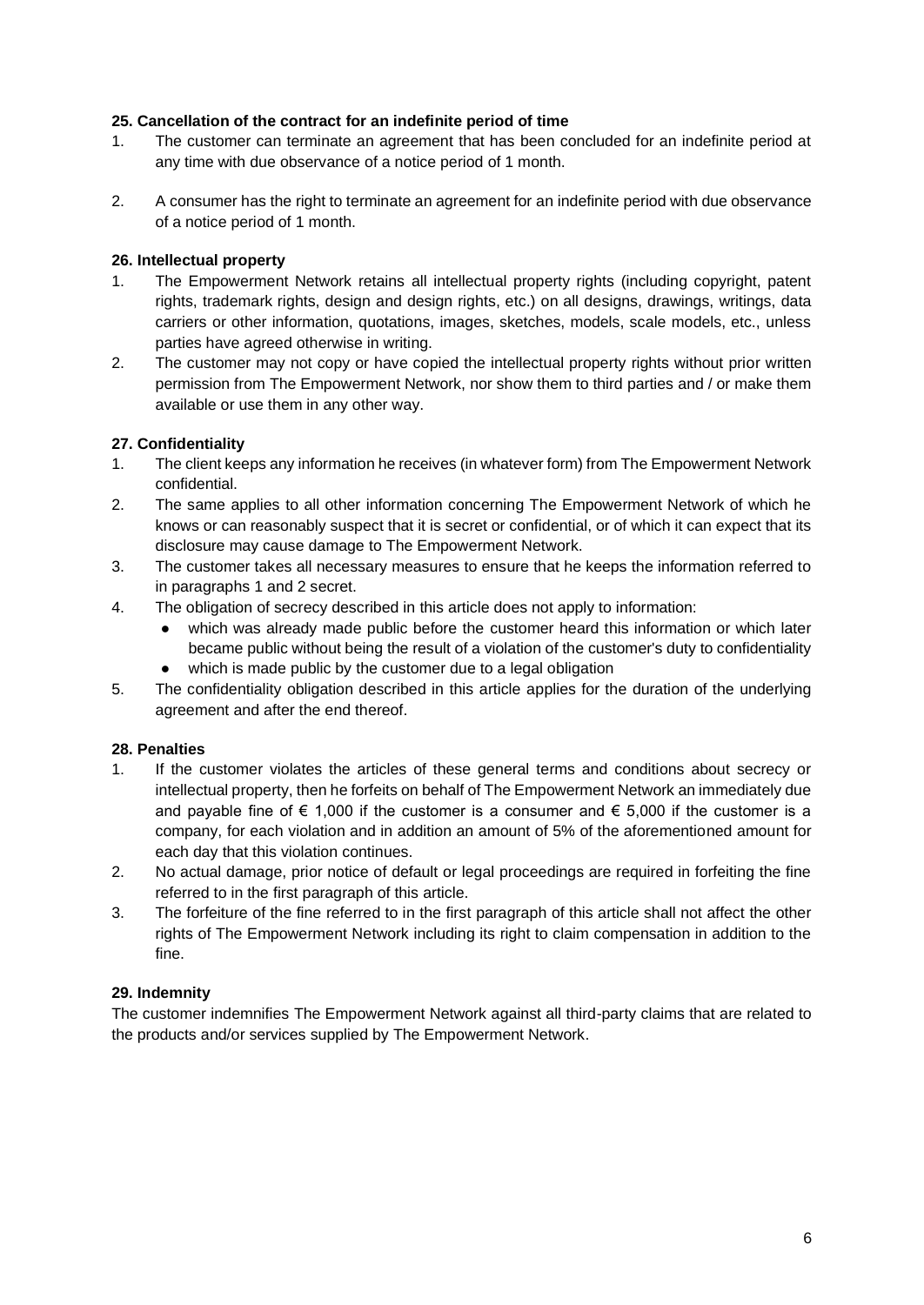**25. Cancellation of the contract for an indefinite period of time**

1. The customer can terminate an agreement that has been concluded for an indefinite period at any time with due observance of a notice period of 1 month.
2. A consumer has the right to terminate an agreement for an indefinite period with due observance of a notice period of 1 month.

**26. Intellectual property**

1. The Empowerment Network retains all intellectual property rights (including copyright, patent rights, trademark rights, design and design rights, etc.) on all designs, drawings, writings, data carriers or other information, quotations, images, sketches, models, scale models, etc., unless parties have agreed otherwise in writing.
2. The customer may not copy or have copied the intellectual property rights without prior written permission from The Empowerment Network, nor show them to third parties and / or make them available or use them in any other way.

**27. Confidentiality**

1. The client keeps any information he receives (in whatever form) from The Empowerment Network confidential.
2. The same applies to all other information concerning The Empowerment Network of which he knows or can reasonably suspect that it is secret or confidential, or of which it can expect that its disclosure may cause damage to The Empowerment Network.
3. The customer takes all necessary measures to ensure that he keeps the information referred to in paragraphs 1 and 2 secret.
4. The obligation of secrecy described in this article does not apply to information:
   - which was already made public before the customer heard this information or which later became public without being the result of a violation of the customer's duty to confidentiality
   - which is made public by the customer due to a legal obligation
5. The confidentiality obligation described in this article applies for the duration of the underlying agreement and after the end thereof.

**28. Penalties**

1. If the customer violates the articles of these general terms and conditions about secrecy or intellectual property, then he forfeits on behalf of The Empowerment Network an immediately due and payable fine of € 1,000 if the customer is a consumer and € 5,000 if the customer is a company, for each violation and in addition an amount of 5% of the aforementioned amount for each day that this violation continues.
2. No actual damage, prior notice of default or legal proceedings are required in forfeiting the fine referred to in the first paragraph of this article.
3. The forfeiture of the fine referred to in the first paragraph of this article shall not affect the other rights of The Empowerment Network including its right to claim compensation in addition to the fine.

**29. Indemnity**

The customer indemnifies The Empowerment Network against all third-party claims that are related to the products and/or services supplied by The Empowerment Network.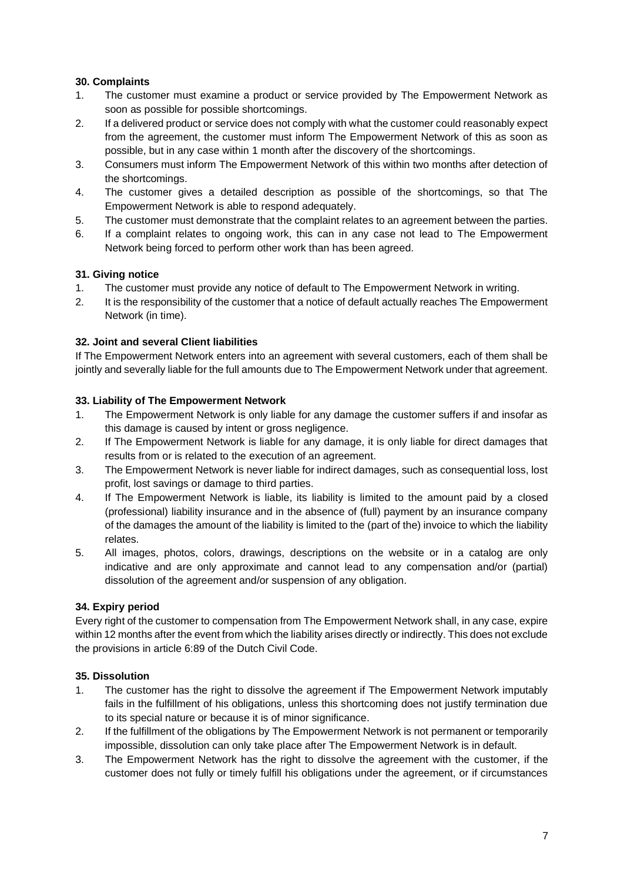### 30. Complaints

1. The customer must examine a product or service provided by The Empowerment Network as soon as possible for possible shortcomings.
2. If a delivered product or service does not comply with what the customer could reasonably expect from the agreement, the customer must inform The Empowerment Network of this as soon as possible, but in any case within 1 month after the discovery of the shortcomings.
3. Consumers must inform The Empowerment Network of this within two months after detection of the shortcomings.
4. The customer gives a detailed description as possible of the shortcomings, so that The Empowerment Network is able to respond adequately.
5. The customer must demonstrate that the complaint relates to an agreement between the parties.
6. If a complaint relates to ongoing work, this can in any case not lead to The Empowerment Network being forced to perform other work than has been agreed.

### 31. Giving notice

1. The customer must provide any notice of default to The Empowerment Network in writing.
2. It is the responsibility of the customer that a notice of default actually reaches The Empowerment Network (in time).

### 32. Joint and several Client liabilities

If The Empowerment Network enters into an agreement with several customers, each of them shall be jointly and severally liable for the full amounts due to The Empowerment Network under that agreement.

### 33. Liability of The Empowerment Network

1. The Empowerment Network is only liable for any damage the customer suffers if and insofar as this damage is caused by intent or gross negligence.
2. If The Empowerment Network is liable for any damage, it is only liable for direct damages that results from or is related to the execution of an agreement.
3. The Empowerment Network is never liable for indirect damages, such as consequential loss, lost profit, lost savings or damage to third parties.
4. If The Empowerment Network is liable, its liability is limited to the amount paid by a closed (professional) liability insurance and in the absence of (full) payment by an insurance company of the damages the amount of the liability is limited to the (part of the) invoice to which the liability relates.
5. All images, photos, colors, drawings, descriptions on the website or in a catalog are only indicative and are only approximate and cannot lead to any compensation and/or (partial) dissolution of the agreement and/or suspension of any obligation.

### 34. Expiry period

Every right of the customer to compensation from The Empowerment Network shall, in any case, expire within 12 months after the event from which the liability arises directly or indirectly. This does not exclude the provisions in article 6:89 of the Dutch Civil Code.

### 35. Dissolution

1. The customer has the right to dissolve the agreement if The Empowerment Network imputably fails in the fulfillment of his obligations, unless this shortcoming does not justify termination due to its special nature or because it is of minor significance.
2. If the fulfillment of the obligations by The Empowerment Network is not permanent or temporarily impossible, dissolution can only take place after The Empowerment Network is in default.
3. The Empowerment Network has the right to dissolve the agreement with the customer, if the customer does not fully or timely fulfill his obligations under the agreement, or if circumstances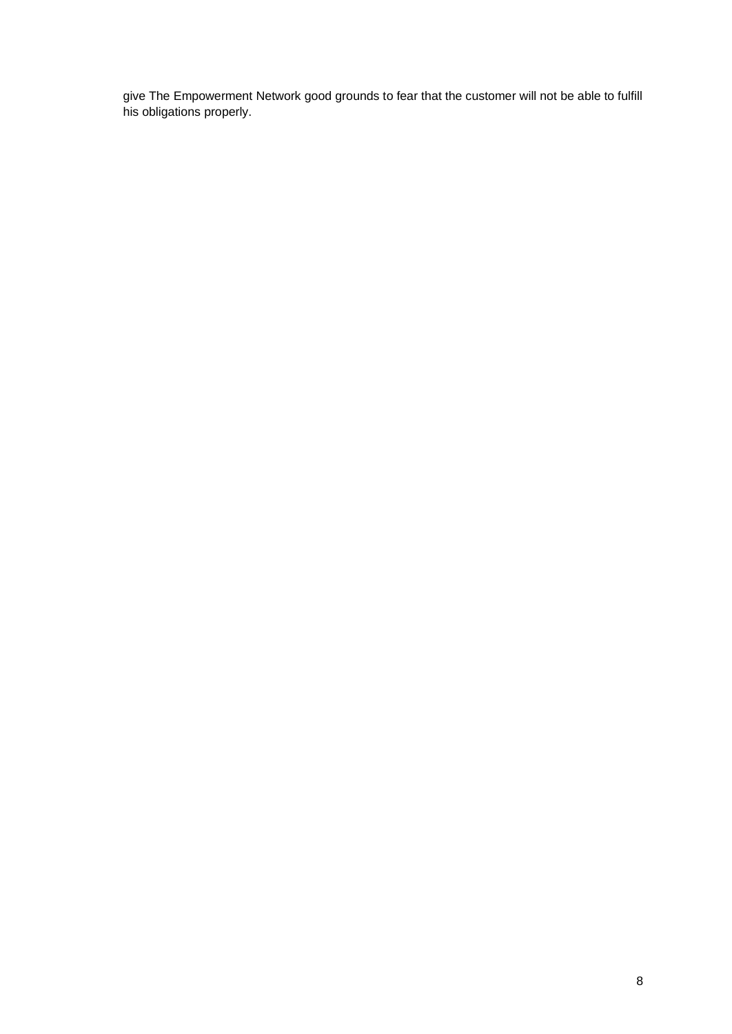give The Empowerment Network good grounds to fear that the customer will not be able to fulfill his obligations properly.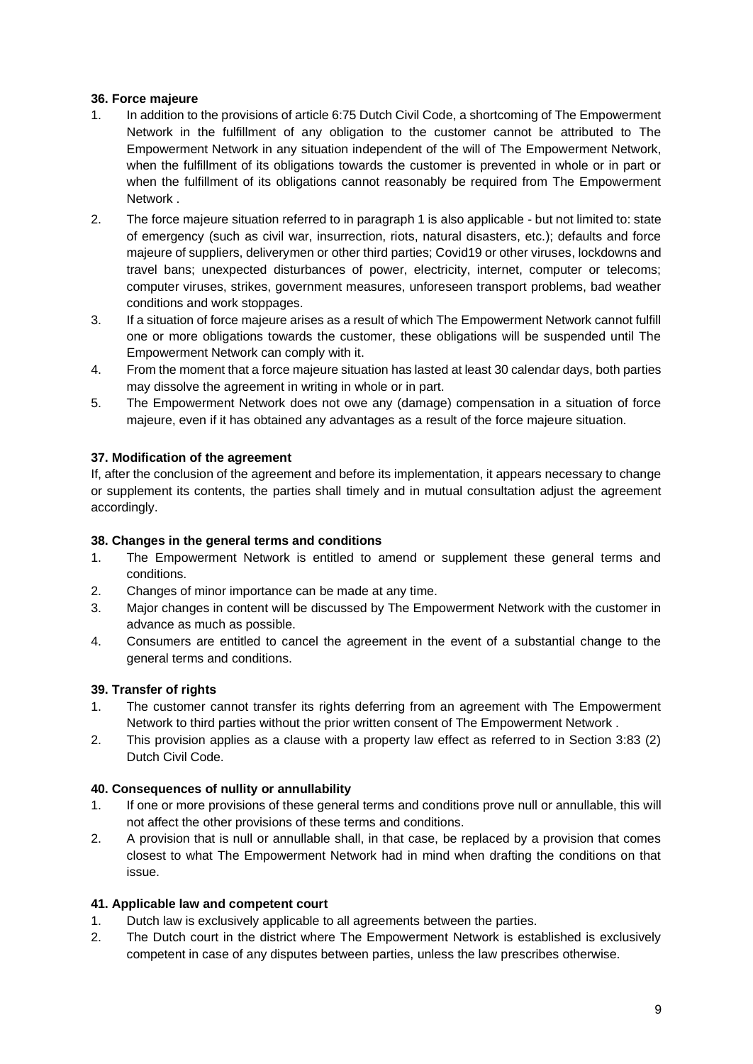**36. Force majeure**

1. In addition to the provisions of article 6:75 Dutch Civil Code, a shortcoming of The Empowerment Network in the fulfillment of any obligation to the customer cannot be attributed to The Empowerment Network in any situation independent of the will of The Empowerment Network, when the fulfillment of its obligations towards the customer is prevented in whole or in part or when the fulfillment of its obligations cannot reasonably be required from The Empowerment Network .
2. The force majeure situation referred to in paragraph 1 is also applicable - but not limited to: state of emergency (such as civil war, insurrection, riots, natural disasters, etc.); defaults and force majeure of suppliers, deliverymen or other third parties; Covid19 or other viruses, lockdowns and travel bans; unexpected disturbances of power, electricity, internet, computer or telecoms; computer viruses, strikes, government measures, unforeseen transport problems, bad weather conditions and work stoppages.
3. If a situation of force majeure arises as a result of which The Empowerment Network cannot fulfill one or more obligations towards the customer, these obligations will be suspended until The Empowerment Network can comply with it.
4. From the moment that a force majeure situation has lasted at least 30 calendar days, both parties may dissolve the agreement in writing in whole or in part.
5. The Empowerment Network does not owe any (damage) compensation in a situation of force majeure, even if it has obtained any advantages as a result of the force majeure situation.

**37. Modification of the agreement**

If, after the conclusion of the agreement and before its implementation, it appears necessary to change or supplement its contents, the parties shall timely and in mutual consultation adjust the agreement accordingly.

**38. Changes in the general terms and conditions**

1. The Empowerment Network is entitled to amend or supplement these general terms and conditions.
2. Changes of minor importance can be made at any time.
3. Major changes in content will be discussed by The Empowerment Network with the customer in advance as much as possible.
4. Consumers are entitled to cancel the agreement in the event of a substantial change to the general terms and conditions.

**39. Transfer of rights**

1. The customer cannot transfer its rights deferring from an agreement with The Empowerment Network to third parties without the prior written consent of The Empowerment Network .
2. This provision applies as a clause with a property law effect as referred to in Section 3:83 (2) Dutch Civil Code.

**40. Consequences of nullity or annullability**

1. If one or more provisions of these general terms and conditions prove null or annullable, this will not affect the other provisions of these terms and conditions.
2. A provision that is null or annullable shall, in that case, be replaced by a provision that comes closest to what The Empowerment Network had in mind when drafting the conditions on that issue.

**41. Applicable law and competent court**

1. Dutch law is exclusively applicable to all agreements between the parties.
2. The Dutch court in the district where The Empowerment Network is established is exclusively competent in case of any disputes between parties, unless the law prescribes otherwise.